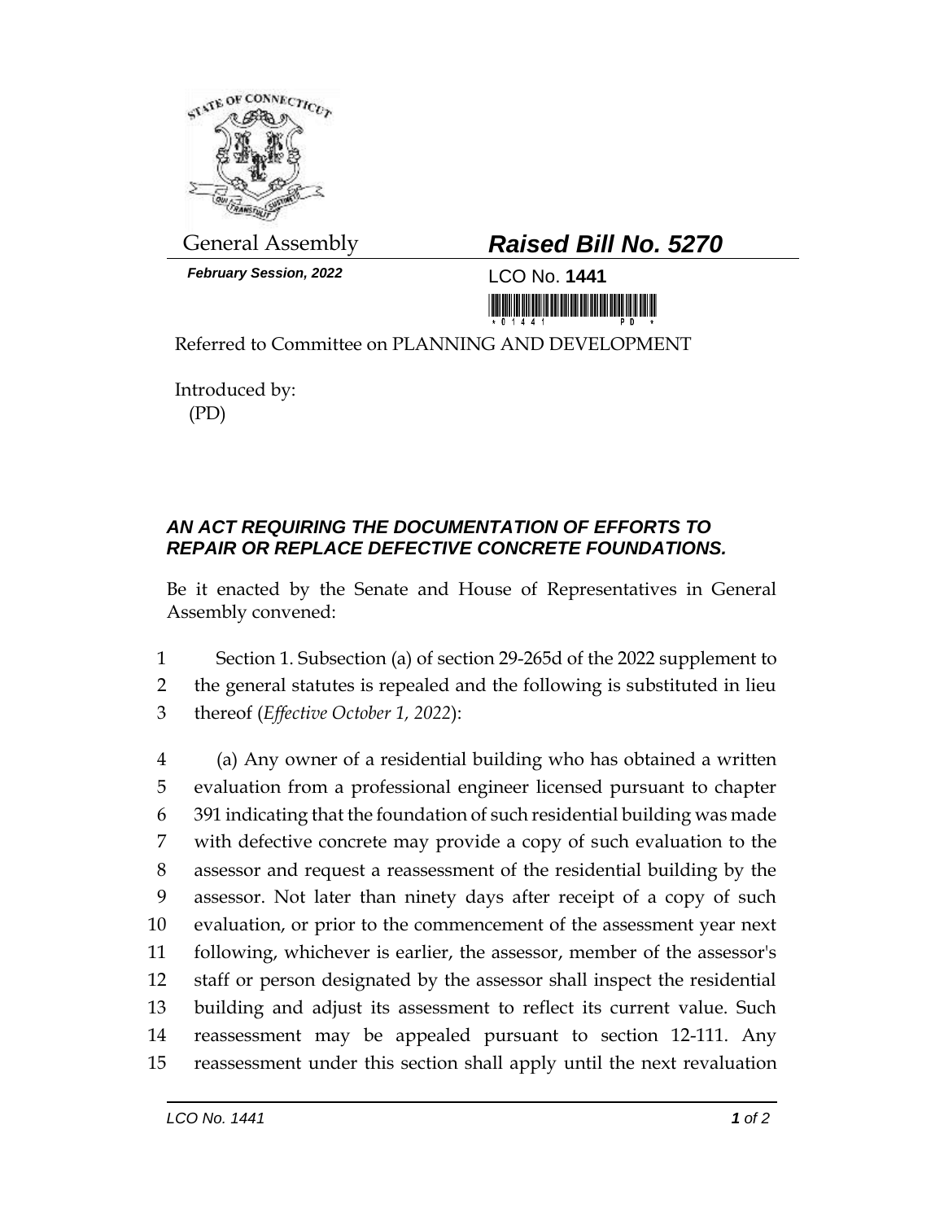General Assembly

**February Session, 2022**

# *Raised Bill No. 5270*

LCO No. **1441**

Referred to Committee on PLANNING AND DEVELOPMENT

Introduced by:
(PD)

## *AN ACT REQUIRING THE DOCUMENTATION OF EFFORTS TO REPAIR OR REPLACE DEFECTIVE CONCRETE FOUNDATIONS.*

Be it enacted by the Senate and House of Representatives in General Assembly convened:

1 Section 1. Subsection (a) of section 29-265d of the 2022 supplement to
2 the general statutes is repealed and the following is substituted in lieu
3 thereof (*Effective October 1, 2022*):

4 (a) Any owner of a residential building who has obtained a written
5 evaluation from a professional engineer licensed pursuant to chapter
6 391 indicating that the foundation of such residential building was made
7 with defective concrete may provide a copy of such evaluation to the
8 assessor and request a reassessment of the residential building by the
9 assessor. Not later than ninety days after receipt of a copy of such
10 evaluation, or prior to the commencement of the assessment year next
11 following, whichever is earlier, the assessor, member of the assessor's
12 staff or person designated by the assessor shall inspect the residential
13 building and adjust its assessment to reflect its current value. Such
14 reassessment may be appealed pursuant to section 12-111. Any
15 reassessment under this section shall apply until the next revaluation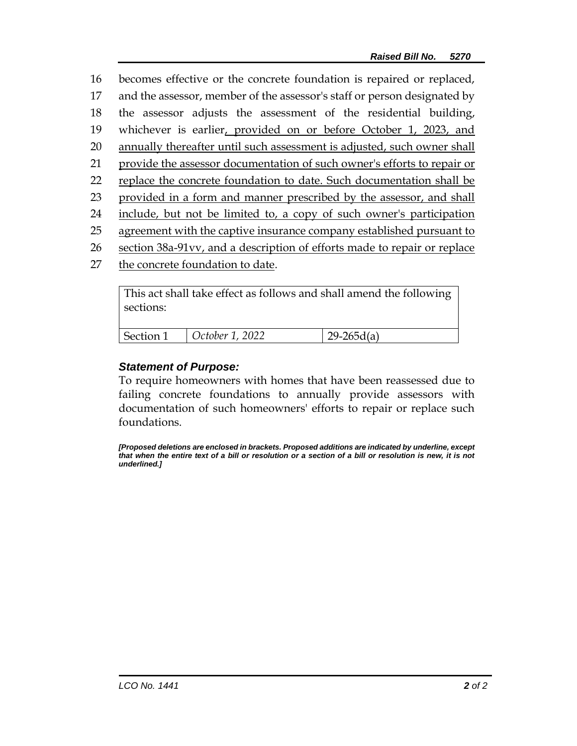16 becomes effective or the concrete foundation is repaired or replaced,
17 and the assessor, member of the assessor's staff or person designated by
18 the assessor adjusts the assessment of the residential building,
19 whichever is earlier, provided on or before October 1, 2023, and
20 annually thereafter until such assessment is adjusted, such owner shall
21 provide the assessor documentation of such owner's efforts to repair or
22 replace the concrete foundation to date. Such documentation shall be
23 provided in a form and manner prescribed by the assessor, and shall
24 include, but not be limited to, a copy of such owner's participation
25 agreement with the captive insurance company established pursuant to
26 section 38a-91vv, and a description of efforts made to repair or replace
27 the concrete foundation to date.

| This act shall take effect as follows and shall amend the following sections: | | |
|---|---|---|
| Section 1 | *October 1, 2022* | 29-265d(a) |

### *Statement of Purpose:*

To require homeowners with homes that have been reassessed due to failing concrete foundations to annually provide assessors with documentation of such homeowners' efforts to repair or replace such foundations.

***[Proposed deletions are enclosed in brackets. Proposed additions are indicated by underline, except that when the entire text of a bill or resolution or a section of a bill or resolution is new, it is not underlined.]***